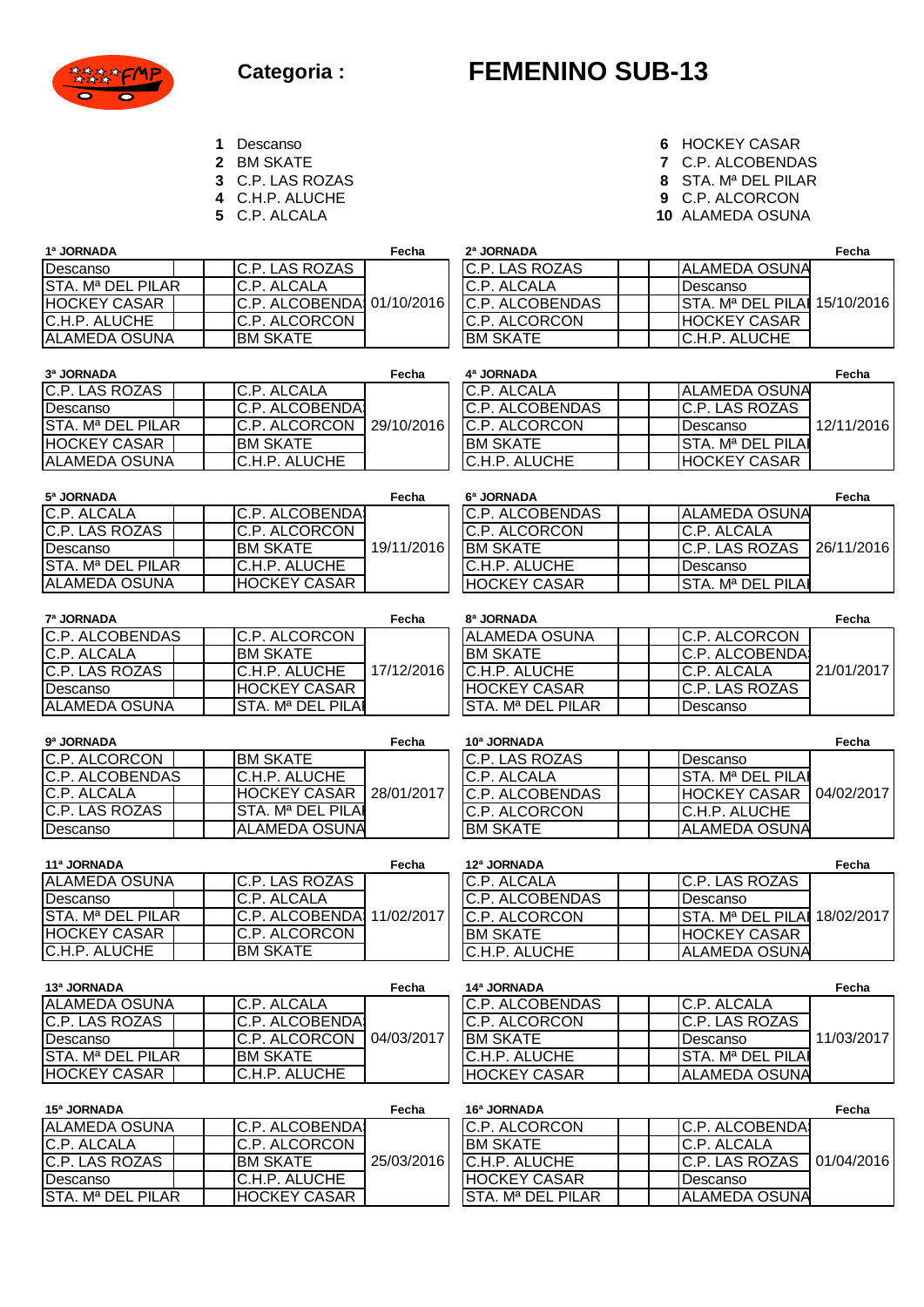# Categoria : FEMENINO SUB-13

1. Descanso
2. BM SKATE
3. C.P. LAS ROZAS
4. C.H.P. ALUCHE
5. C.P. ALCALA
6. HOCKEY CASAR
7. C.P. ALCOBENDAS
8. STA. Mª DEL PILAR
9. C.P. ALCORCON
10. ALAMEDA OSUNA

| 1ª JORNADA | | | Fecha |
|---|---|---|---|
| Descanso | | C.P. LAS ROZAS | |
| STA. Mª DEL PILAR | | C.P. ALCALA | |
| HOCKEY CASAR | | C.P. ALCOBENDAS | 01/10/2016 |
| C.H.P. ALUCHE | | C.P. ALCORCON | |
| ALAMEDA OSUNA | | BM SKATE | |

| 2ª JORNADA | | | Fecha |
|---|---|---|---|
| C.P. LAS ROZAS | | ALAMEDA OSUNA | |
| C.P. ALCALA | | Descanso | |
| C.P. ALCOBENDAS | | STA. Mª DEL PILAR | 15/10/2016 |
| C.P. ALCORCON | | HOCKEY CASAR | |
| BM SKATE | | C.H.P. ALUCHE | |

| 3ª JORNADA | | | Fecha |
|---|---|---|---|
| C.P. LAS ROZAS | | C.P. ALCALA | |
| Descanso | | C.P. ALCOBENDAS | |
| STA. Mª DEL PILAR | | C.P. ALCORCON | 29/10/2016 |
| HOCKEY CASAR | | BM SKATE | |
| ALAMEDA OSUNA | | C.H.P. ALUCHE | |

| 4ª JORNADA | | | Fecha |
|---|---|---|---|
| C.P. ALCALA | | ALAMEDA OSUNA | |
| C.P. ALCOBENDAS | | C.P. LAS ROZAS | |
| C.P. ALCORCON | | Descanso | 12/11/2016 |
| BM SKATE | | STA. Mª DEL PILAR | |
| C.H.P. ALUCHE | | HOCKEY CASAR | |

| 5ª JORNADA | | | Fecha |
|---|---|---|---|
| C.P. ALCALA | | C.P. ALCOBENDAS | |
| C.P. LAS ROZAS | | C.P. ALCORCON | |
| Descanso | | BM SKATE | 19/11/2016 |
| STA. Mª DEL PILAR | | C.H.P. ALUCHE | |
| ALAMEDA OSUNA | | HOCKEY CASAR | |

| 6ª JORNADA | | | Fecha |
|---|---|---|---|
| C.P. ALCOBENDAS | | ALAMEDA OSUNA | |
| C.P. ALCORCON | | C.P. ALCALA | |
| BM SKATE | | C.P. LAS ROZAS | 26/11/2016 |
| C.H.P. ALUCHE | | Descanso | |
| HOCKEY CASAR | | STA. Mª DEL PILAR | |

| 7ª JORNADA | | | Fecha |
|---|---|---|---|
| C.P. ALCOBENDAS | | C.P. ALCORCON | |
| C.P. ALCALA | | BM SKATE | |
| C.P. LAS ROZAS | | C.H.P. ALUCHE | 17/12/2016 |
| Descanso | | HOCKEY CASAR | |
| ALAMEDA OSUNA | | STA. Mª DEL PILAR | |

| 8ª JORNADA | | | Fecha |
|---|---|---|---|
| ALAMEDA OSUNA | | C.P. ALCORCON | |
| BM SKATE | | C.P. ALCOBENDAS | |
| C.H.P. ALUCHE | | C.P. ALCALA | 21/01/2017 |
| HOCKEY CASAR | | C.P. LAS ROZAS | |
| STA. Mª DEL PILAR | | Descanso | |

| 9ª JORNADA | | | Fecha |
|---|---|---|---|
| C.P. ALCORCON | | BM SKATE | |
| C.P. ALCOBENDAS | | C.H.P. ALUCHE | |
| C.P. ALCALA | | HOCKEY CASAR | 28/01/2017 |
| C.P. LAS ROZAS | | STA. Mª DEL PILAR | |
| Descanso | | ALAMEDA OSUNA | |

| 10ª JORNADA | | | Fecha |
|---|---|---|---|
| C.P. LAS ROZAS | | Descanso | |
| C.P. ALCALA | | STA. Mª DEL PILAR | |
| C.P. ALCOBENDAS | | HOCKEY CASAR | 04/02/2017 |
| C.P. ALCORCON | | C.H.P. ALUCHE | |
| BM SKATE | | ALAMEDA OSUNA | |

| 11ª JORNADA | | | Fecha |
|---|---|---|---|
| ALAMEDA OSUNA | | C.P. LAS ROZAS | |
| Descanso | | C.P. ALCALA | |
| STA. Mª DEL PILAR | | C.P. ALCOBENDAS | 11/02/2017 |
| HOCKEY CASAR | | C.P. ALCORCON | |
| C.H.P. ALUCHE | | BM SKATE | |

| 12ª JORNADA | | | Fecha |
|---|---|---|---|
| C.P. ALCALA | | C.P. LAS ROZAS | |
| C.P. ALCOBENDAS | | Descanso | |
| C.P. ALCORCON | | STA. Mª DEL PILAR | 18/02/2017 |
| BM SKATE | | HOCKEY CASAR | |
| C.H.P. ALUCHE | | ALAMEDA OSUNA | |

| 13ª JORNADA | | | Fecha |
|---|---|---|---|
| ALAMEDA OSUNA | | C.P. ALCALA | |
| C.P. LAS ROZAS | | C.P. ALCOBENDAS | |
| Descanso | | C.P. ALCORCON | 04/03/2017 |
| STA. Mª DEL PILAR | | BM SKATE | |
| HOCKEY CASAR | | C.H.P. ALUCHE | |

| 14ª JORNADA | | | Fecha |
|---|---|---|---|
| C.P. ALCOBENDAS | | C.P. ALCALA | |
| C.P. ALCORCON | | C.P. LAS ROZAS | |
| BM SKATE | | Descanso | 11/03/2017 |
| C.H.P. ALUCHE | | STA. Mª DEL PILAR | |
| HOCKEY CASAR | | ALAMEDA OSUNA | |

| 15ª JORNADA | | | Fecha |
|---|---|---|---|
| ALAMEDA OSUNA | | C.P. ALCOBENDAS | |
| C.P. ALCALA | | C.P. ALCORCON | |
| C.P. LAS ROZAS | | BM SKATE | 25/03/2016 |
| Descanso | | C.H.P. ALUCHE | |
| STA. Mª DEL PILAR | | HOCKEY CASAR | |

| 16ª JORNADA | | | Fecha |
|---|---|---|---|
| C.P. ALCORCON | | C.P. ALCOBENDAS | |
| BM SKATE | | C.P. ALCALA | |
| C.H.P. ALUCHE | | C.P. LAS ROZAS | 01/04/2016 |
| HOCKEY CASAR | | Descanso | |
| STA. Mª DEL PILAR | | ALAMEDA OSUNA | |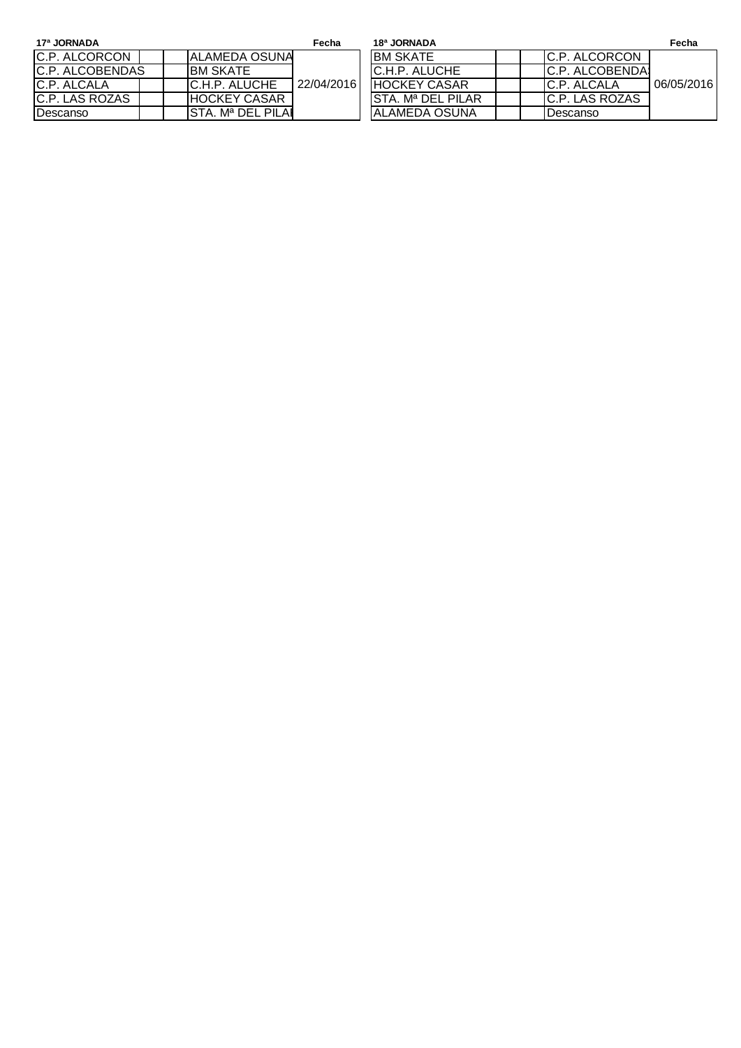| 17ª JORNADA | | | | Fecha |
|---|---|---|---|---|
| C.P. ALCORCON | | | ALAMEDA OSUNA | |
| C.P. ALCOBENDAS | | | BM SKATE | |
| C.P. ALCALA | | | C.H.P. ALUCHE | 22/04/2016 |
| C.P. LAS ROZAS | | | HOCKEY CASAR | |
| Descanso | | | STA. Mª DEL PILAR | |

| 18ª JORNADA | | | | Fecha |
|---|---|---|---|---|
| BM SKATE | | | C.P. ALCORCON | |
| C.H.P. ALUCHE | | | C.P. ALCOBENDAS | |
| HOCKEY CASAR | | | C.P. ALCALA | 06/05/2016 |
| STA. Mª DEL PILAR | | | C.P. LAS ROZAS | |
| ALAMEDA OSUNA | | | Descanso | |